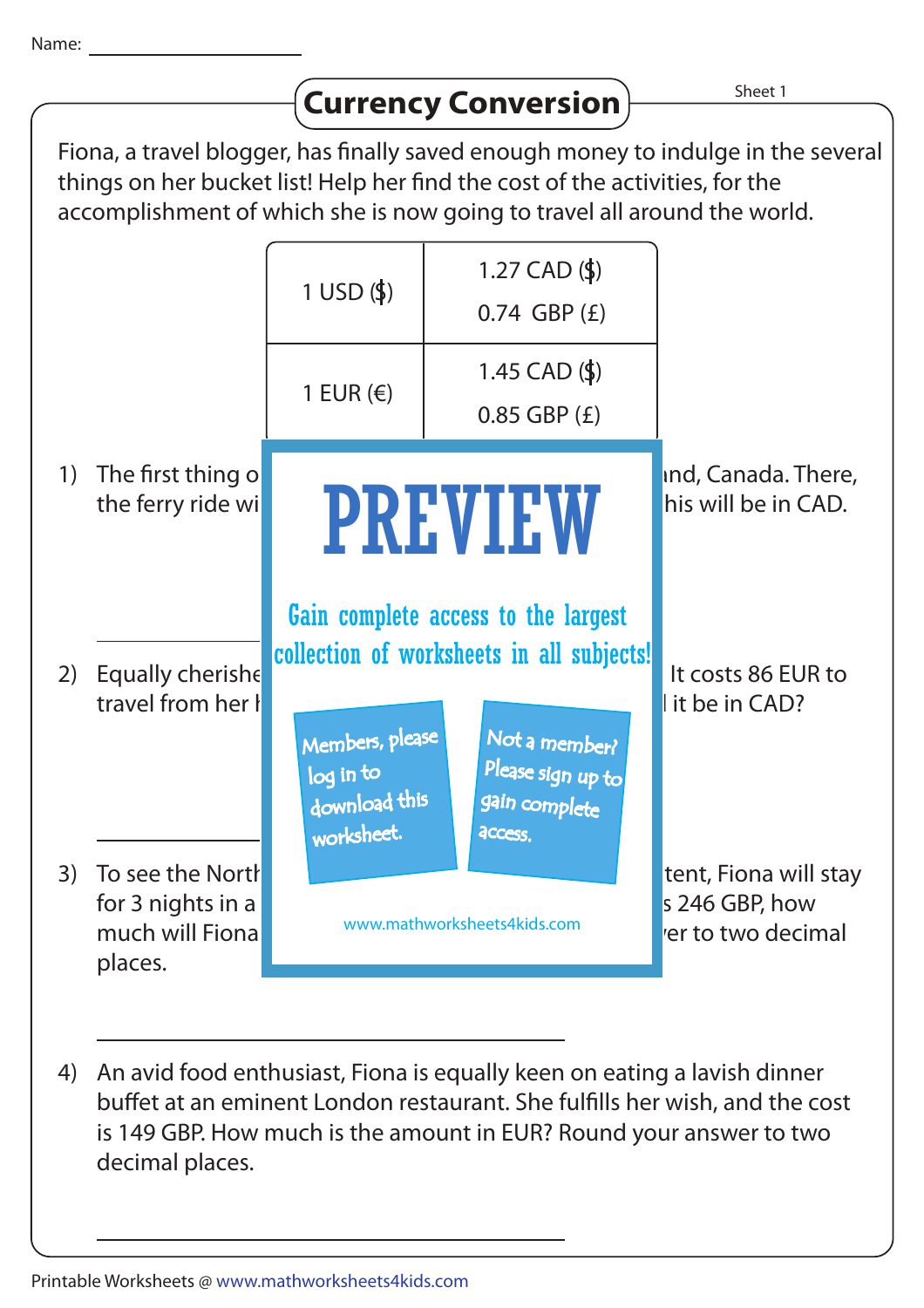Name: ____________________

# Currency Conversion

Sheet 1

Fiona, a travel blogger, has finally saved enough money to indulge in the several things on her bucket list! Help her find the cost of the activities, for the accomplishment of which she is now going to travel all around the world.

| | |
|---|---|
| 1 USD ($) | 1.27 CAD ($)<br>0.74 GBP (£) |
| 1 EUR (€) | 1.45 CAD ($)<br>0.85 GBP (£) |

1) The first thing o ... nd, Canada. There, the ferry ride wi ... his will be in CAD.

____________________

2) Equally cherishe ... It costs 86 EUR to travel from her h ... it be in CAD?

____________________

3) To see the North ... tent, Fiona will stay for 3 nights in a ... s 246 GBP, how much will Fiona ... er to two decimal places.

____________________

4) An avid food enthusiast, Fiona is equally keen on eating a lavish dinner buffet at an eminent London restaurant. She fulfills her wish, and the cost is 149 GBP. How much is the amount in EUR? Round your answer to two decimal places.

____________________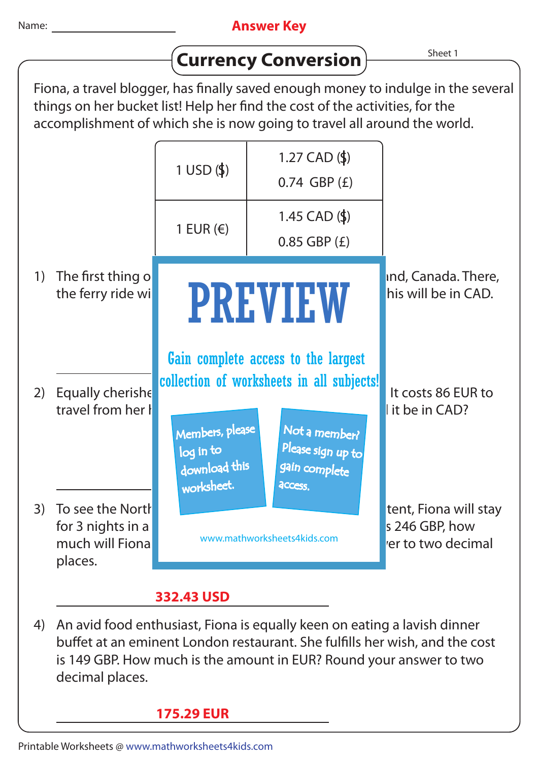Name: ____________________ **Answer Key**

# Currency Conversion

Sheet 1

Fiona, a travel blogger, has finally saved enough money to indulge in the several things on her bucket list! Help her find the cost of the activities, for the accomplishment of which she is now going to travel all around the world.

| | |
|---|---|
| 1 USD ($) | 1.27 CAD ($)<br>0.74 GBP (£) |
| 1 EUR (€) | 1.45 CAD ($)<br>0.85 GBP (£) |

1) The first thing o ... ınd, Canada. There, the ferry ride wi ... his will be in CAD.

2) Equally cherishe ... It costs 86 EUR to travel from her h ... l it be in CAD?

3) To see the North ... tent, Fiona will stay for 3 nights in a ... s 246 GBP, how much will Fiona ... er to two decimal places.

**332.43 USD**

4) An avid food enthusiast, Fiona is equally keen on eating a lavish dinner buffet at an eminent London restaurant. She fulfills her wish, and the cost is 149 GBP. How much is the amount in EUR? Round your answer to two decimal places.

**175.29 EUR**